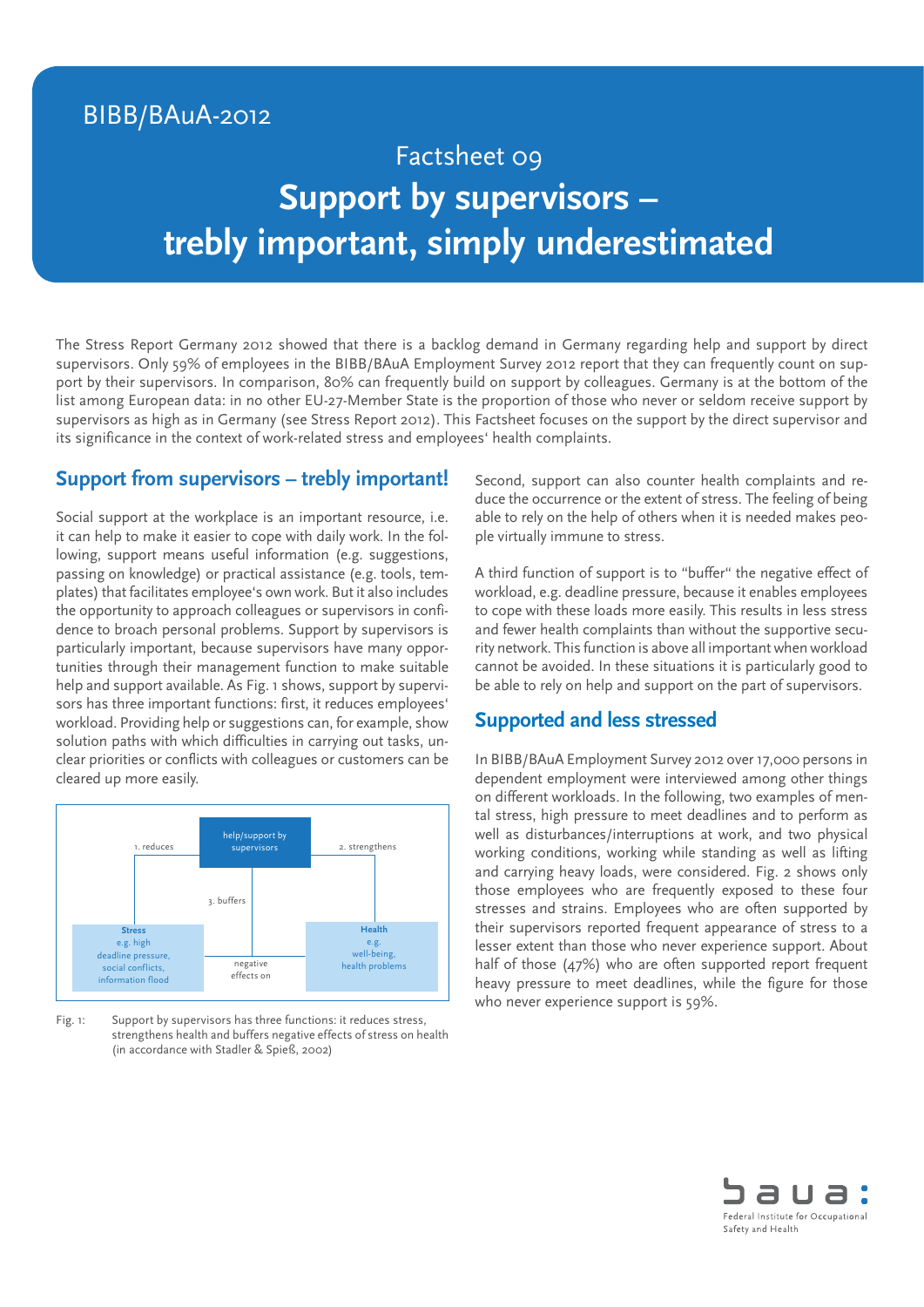BIBB/BAuA-2012

# Factsheet 09

# Support by supervisors – trebly important, simply underestimated

The Stress Report Germany 2012 showed that there is a backlog demand in Germany regarding help and support by direct supervisors. Only 59% of employees in the BIBB/BAuA Employment Survey 2012 report that they can frequently count on support by their supervisors. In comparison, 80% can frequently build on support by colleagues. Germany is at the bottom of the list among European data: in no other EU-27-Member State is the proportion of those who never or seldom receive support by supervisors as high as in Germany (see Stress Report 2012). This Factsheet focuses on the support by the direct supervisor and its significance in the context of work-related stress and employees' health complaints.

## Support from supervisors – trebly important!

Social support at the workplace is an important resource, i.e. it can help to make it easier to cope with daily work. In the following, support means useful information (e.g. suggestions, passing on knowledge) or practical assistance (e.g. tools, templates) that facilitates employee's own work. But it also includes the opportunity to approach colleagues or supervisors in confidence to broach personal problems. Support by supervisors is particularly important, because supervisors have many opportunities through their management function to make suitable help and support available. As Fig. 1 shows, support by supervisors has three important functions: first, it reduces employees' workload. Providing help or suggestions can, for example, show solution paths with which difficulties in carrying out tasks, unclear priorities or conflicts with colleagues or customers can be cleared up more easily.

help/support by supervisors

1. reduces — 2. strengthens — 3. buffers

**Stress** e.g. high deadline pressure, social conflicts, information flood — negative effects on — **Health** e.g. well-being, health problems

Fig. 1: Support by supervisors has three functions: it reduces stress, strengthens health and buffers negative effects of stress on health (in accordance with Stadler & Spieß, 2002)

Second, support can also counter health complaints and reduce the occurrence or the extent of stress. The feeling of being able to rely on the help of others when it is needed makes people virtually immune to stress.

A third function of support is to "buffer" the negative effect of workload, e.g. deadline pressure, because it enables employees to cope with these loads more easily. This results in less stress and fewer health complaints than without the supportive security network. This function is above all important when workload cannot be avoided. In these situations it is particularly good to be able to rely on help and support on the part of supervisors.

## Supported and less stressed

In BIBB/BAuA Employment Survey 2012 over 17,000 persons in dependent employment were interviewed among other things on different workloads. In the following, two examples of mental stress, high pressure to meet deadlines and to perform as well as disturbances/interruptions at work, and two physical working conditions, working while standing as well as lifting and carrying heavy loads, were considered. Fig. 2 shows only those employees who are frequently exposed to these four stresses and strains. Employees who are often supported by their supervisors reported frequent appearance of stress to a lesser extent than those who never experience support. About half of those (47%) who are often supported report frequent heavy pressure to meet deadlines, while the figure for those who never experience support is 59%.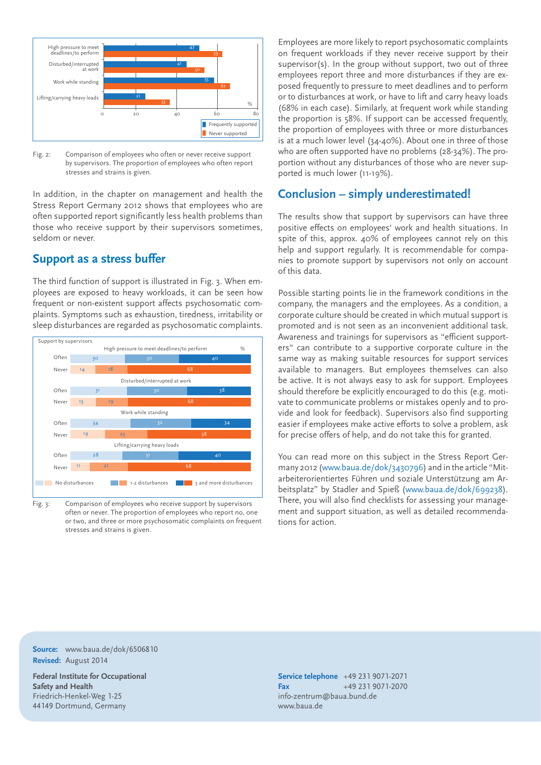High pressure to meet deadlines/to perform
Disturbed/interrupted at work
Work while standing
Lifting/carrying heavy loads

47
59
41
50
55
62
21
33

0 20 40 60 80
%

Frequently supported
Never supported

Fig. 2: Comparison of employees who often or never receive support by supervisors. The proportion of employees who often report stresses and strains is given.

In addition, in the chapter on management and health the Stress Report Germany 2012 shows that employees who are often supported report significantly less health problems than those who receive support by their supervisors sometimes, seldom or never.

## Support as a stress buffer

The third function of support is illustrated in Fig. 3. When employees are exposed to heavy workloads, it can be seen how frequent or non-existent support affects psychosomatic complaints. Symptoms such as exhaustion, tiredness, irritability or sleep disturbances are regarded as psychosomatic complaints.

Support by supervisors

High pressure to meet deadlines/to perform %
Often 30 30 40
Never 14 18 68

Disturbed/interrupted at work
Often 31 30 38
Never 13 19 68

Work while standing
Often 34 32 34
Never 19 23 58

Lifting/carrying heavy loads
Often 28 31 40
Never 11 21 68

No disturbances
1-2 disturbances
3 and more disturbances

Fig. 3: Comparison of employees who receive support by supervisors often or never. The proportion of employees who report no, one or two, and three or more psychosomatic complaints on frequent stresses and strains is given.

Employees are more likely to report psychosomatic complaints on frequent workloads if they never receive support by their supervisor(s). In the group without support, two out of three employees report three and more disturbances if they are exposed frequently to pressure to meet deadlines and to perform or to disturbances at work, or have to lift and carry heavy loads (68% in each case). Similarly, at frequent work while standing the proportion is 58%. If support can be accessed frequently, the proportion of employees with three or more disturbances is at a much lower level (34-40%). About one in three of those who are often supported have no problems (28-34%). The proportion without any disturbances of those who are never supported is much lower (11-19%).

## Conclusion – simply underestimated!

The results show that support by supervisors can have three positive effects on employees' work and health situations. In spite of this, approx. 40% of employees cannot rely on this help and support regularly. It is recommendable for companies to promote support by supervisors not only on account of this data.

Possible starting points lie in the framework conditions in the company, the managers and the employees. As a condition, a corporate culture should be created in which mutual support is promoted and is not seen as an inconvenient additional task. Awareness and trainings for supervisors as "efficient supporters" can contribute to a supportive corporate culture in the same way as making suitable resources for support services available to managers. But employees themselves can also be active. It is not always easy to ask for support. Employees should therefore be explicitly encouraged to do this (e.g. motivate to communicate problems or mistakes openly and to provide and look for feedback). Supervisors also find supporting easier if employees make active efforts to solve a problem, ask for precise offers of help, and do not take this for granted.

You can read more on this subject in the Stress Report Germany 2012 (www.baua.de/dok/3430796) and in the article "Mitarbeiterorientiertes Führen und soziale Unterstützung am Arbeitsplatz" by Stadler and Spieß (www.baua.de/dok/699238). There, you will also find checklists for assessing your management and support situation, as well as detailed recommendations for action.

**Source:** www.baua.de/dok/6506810
**Revised:** August 2014

**Federal Institute for Occupational Safety and Health**
Friedrich-Henkel-Weg 1-25
44149 Dortmund, Germany

**Service telephone** +49 231 9071-2071
**Fax** +49 231 9071-2070
info-zentrum@baua.bund.de
www.baua.de